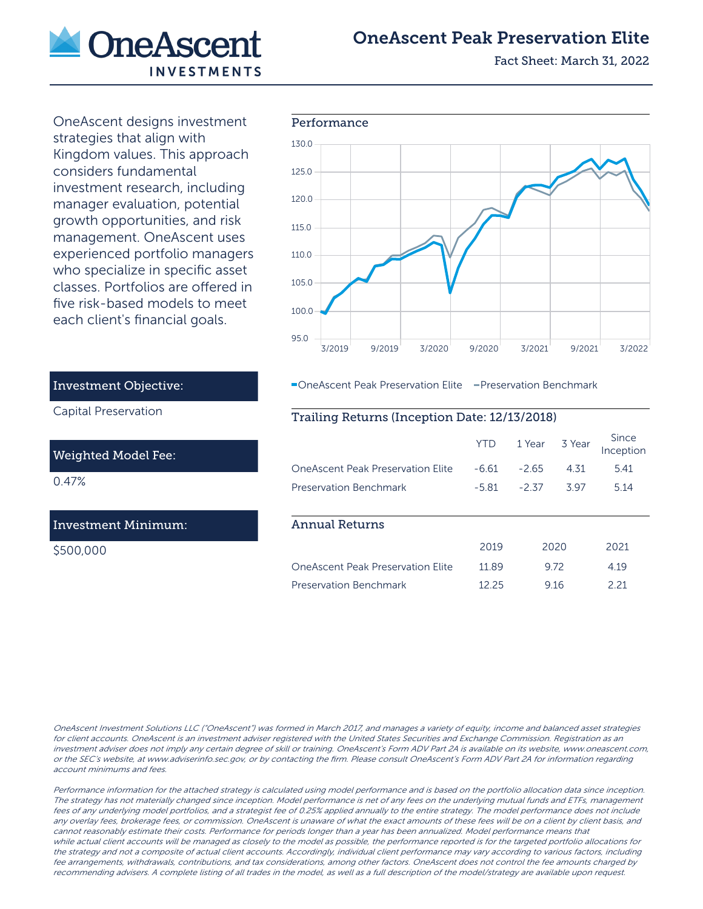# OneAscent Peak Preservation Elite

Fact Sheet: March 31, 2022

OneAscent designs investment strategies that align with Kingdom values. This approach considers fundamental investment research, including manager evaluation, potential growth opportunities, and risk management. OneAscent uses experienced portfolio managers who specialize in specific asset classes. Portfolios are offered in five risk-based models to meet each client's financial goals.

### Investment Objective:

Capital Preservation

### Weighted Model Fee:

0.47%

### Investment Minimum:

$500,000

## Performance

OneAscent Peak Preservation Elite — Preservation Benchmark

## Trailing Returns (Inception Date: 12/13/2018)

| | YTD | 1 Year | 3 Year | Since Inception |
|---|---|---|---|---|
| OneAscent Peak Preservation Elite | -6.61 | -2.65 | 4.31 | 5.41 |
| Preservation Benchmark | -5.81 | -2.37 | 3.97 | 5.14 |

## Annual Returns

| | 2019 | 2020 | 2021 |
|---|---|---|---|
| OneAscent Peak Preservation Elite | 11.89 | 9.72 | 4.19 |
| Preservation Benchmark | 12.25 | 9.16 | 2.21 |

*OneAscent Investment Solutions LLC ("OneAscent") was formed in March 2017, and manages a variety of equity, income and balanced asset strategies for client accounts. OneAscent is an investment adviser registered with the United States Securities and Exchange Commission. Registration as an investment adviser does not imply any certain degree of skill or training. OneAscent's Form ADV Part 2A is available on its website, www.oneascent.com, or the SEC's website, at www.adviserinfo.sec.gov, or by contacting the firm. Please consult OneAscent's Form ADV Part 2A for information regarding account minimums and fees.*

*Performance information for the attached strategy is calculated using model performance and is based on the portfolio allocation data since inception. The strategy has not materially changed since inception. Model performance is net of any fees on the underlying mutual funds and ETFs, management fees of any underlying model portfolios, and a strategist fee of 0.25% applied annually to the entire strategy. The model performance does not include any overlay fees, brokerage fees, or commission. OneAscent is unaware of what the exact amounts of these fees will be on a client by client basis, and cannot reasonably estimate their costs. Performance for periods longer than a year has been annualized. Model performance means that while actual client accounts will be managed as closely to the model as possible, the performance reported is for the targeted portfolio allocations for the strategy and not a composite of actual client accounts. Accordingly, individual client performance may vary according to various factors, including fee arrangements, withdrawals, contributions, and tax considerations, among other factors. OneAscent does not control the fee amounts charged by recommending advisers. A complete listing of all trades in the model, as well as a full description of the model/strategy are available upon request.*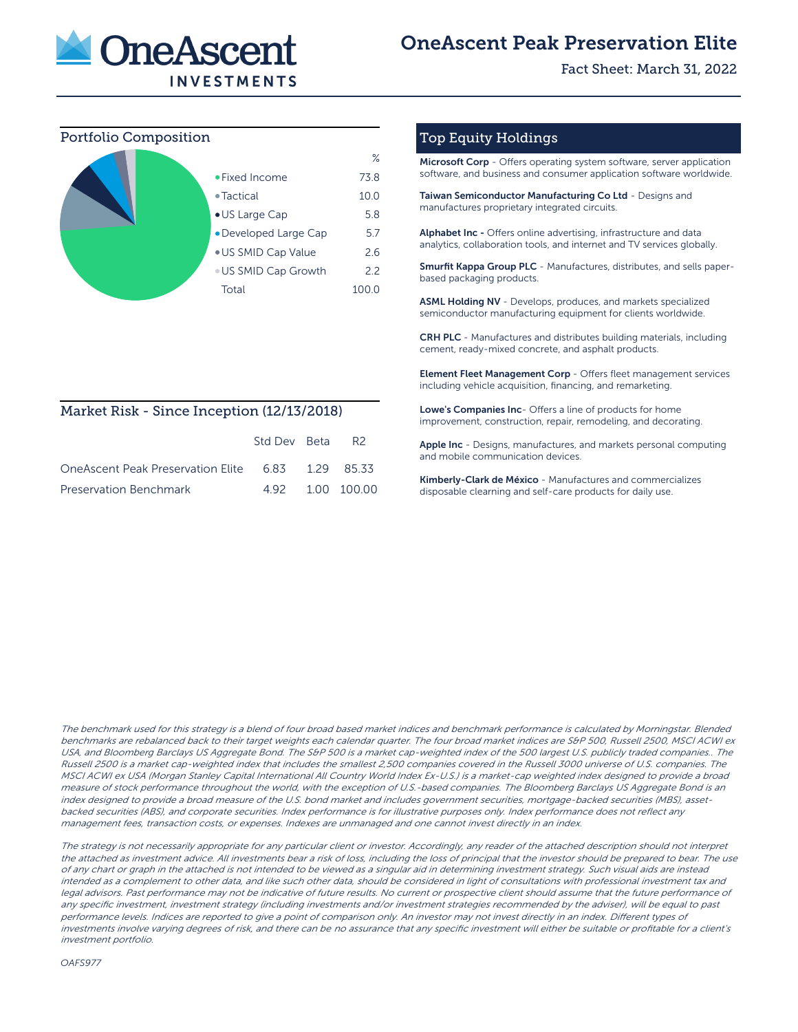# OneAscent Peak Preservation Elite

Fact Sheet: March 31, 2022

## Portfolio Composition

| | % |
|---|---|
| Fixed Income | 73.8 |
| Tactical | 10.0 |
| US Large Cap | 5.8 |
| Developed Large Cap | 5.7 |
| US SMID Cap Value | 2.6 |
| US SMID Cap Growth | 2.2 |
| Total | 100.0 |

## Market Risk - Since Inception (12/13/2018)

| | Std Dev | Beta | R2 |
|---|---|---|---|
| OneAscent Peak Preservation Elite | 6.83 | 1.29 | 85.33 |
| Preservation Benchmark | 4.92 | 1.00 | 100.00 |

## Top Equity Holdings

**Microsoft Corp** - Offers operating system software, server application software, and business and consumer application software worldwide.

**Taiwan Semiconductor Manufacturing Co Ltd** - Designs and manufactures proprietary integrated circuits.

**Alphabet Inc -** Offers online advertising, infrastructure and data analytics, collaboration tools, and internet and TV services globally.

**Smurfit Kappa Group PLC** - Manufactures, distributes, and sells paper-based packaging products.

**ASML Holding NV** - Develops, produces, and markets specialized semiconductor manufacturing equipment for clients worldwide.

**CRH PLC** - Manufactures and distributes building materials, including cement, ready-mixed concrete, and asphalt products.

**Element Fleet Management Corp** - Offers fleet management services including vehicle acquisition, financing, and remarketing.

**Lowe's Companies Inc**- Offers a line of products for home improvement, construction, repair, remodeling, and decorating.

**Apple Inc** - Designs, manufactures, and markets personal computing and mobile communication devices.

**Kimberly-Clark de México** - Manufactures and commercializes disposable clearning and self-care products for daily use.

*The benchmark used for this strategy is a blend of four broad based market indices and benchmark performance is calculated by Morningstar. Blended benchmarks are rebalanced back to their target weights each calendar quarter. The four broad market indices are S&P 500, Russell 2500, MSCI ACWI ex USA, and Bloomberg Barclays US Aggregate Bond. The S&P 500 is a market cap-weighted index of the 500 largest U.S. publicly traded companies.. The Russell 2500 is a market cap-weighted index that includes the smallest 2,500 companies covered in the Russell 3000 universe of U.S. companies. The MSCI ACWI ex USA (Morgan Stanley Capital International All Country World Index Ex-U.S.) is a market-cap weighted index designed to provide a broad measure of stock performance throughout the world, with the exception of U.S.-based companies. The Bloomberg Barclays US Aggregate Bond is an index designed to provide a broad measure of the U.S. bond market and includes government securities, mortgage-backed securities (MBS), asset-backed securities (ABS), and corporate securities. Index performance is for illustrative purposes only. Index performance does not reflect any management fees, transaction costs, or expenses. Indexes are unmanaged and one cannot invest directly in an index.*

*The strategy is not necessarily appropriate for any particular client or investor. Accordingly, any reader of the attached description should not interpret the attached as investment advice. All investments bear a risk of loss, including the loss of principal that the investor should be prepared to bear. The use of any chart or graph in the attached is not intended to be viewed as a singular aid in determining investment strategy. Such visual aids are instead intended as a complement to other data, and like such other data, should be considered in light of consultations with professional investment tax and legal advisors. Past performance may not be indicative of future results. No current or prospective client should assume that the future performance of any specific investment, investment strategy (including investments and/or investment strategies recommended by the adviser), will be equal to past performance levels. Indices are reported to give a point of comparison only. An investor may not invest directly in an index. Different types of investments involve varying degrees of risk, and there can be no assurance that any specific investment will either be suitable or profitable for a client's investment portfolio.*

*OAFS977*